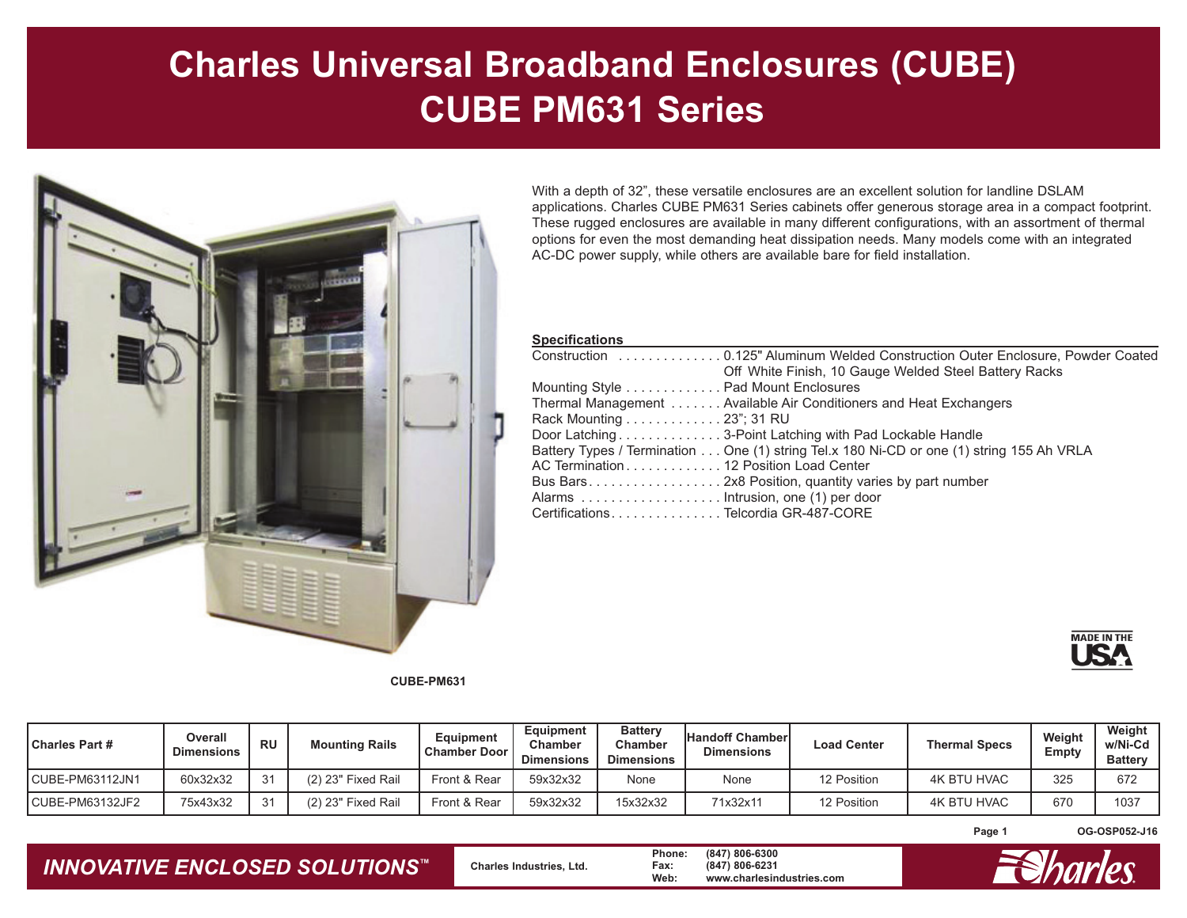# Charles Universal Broadband Enclosures (CUBE)
# CUBE PM631 Series

CUBE-PM631

With a depth of 32", these versatile enclosures are an excellent solution for landline DSLAM applications. Charles CUBE PM631 Series cabinets offer generous storage area in a compact footprint. These rugged enclosures are available in many different configurations, with an assortment of thermal options for even the most demanding heat dissipation needs. Many models come with an integrated AC-DC power supply, while others are available bare for field installation.

**Specifications**

- Construction . . . . . . . . . . . . . . 0.125" Aluminum Welded Construction Outer Enclosure, Powder Coated Off White Finish, 10 Gauge Welded Steel Battery Racks
- Mounting Style . . . . . . . . . . . . . Pad Mount Enclosures
- Thermal Management . . . . . . . Available Air Conditioners and Heat Exchangers
- Rack Mounting . . . . . . . . . . . . . 23"; 31 RU
- Door Latching . . . . . . . . . . . . . . 3-Point Latching with Pad Lockable Handle
- Battery Types / Termination . . . One (1) string Tel.x 180 Ni-CD or one (1) string 155 Ah VRLA
- AC Termination . . . . . . . . . . . . . 12 Position Load Center
- Bus Bars . . . . . . . . . . . . . . . . . . 2x8 Position, quantity varies by part number
- Alarms . . . . . . . . . . . . . . . . . . . Intrusion, one (1) per door
- Certifications . . . . . . . . . . . . . . . Telcordia GR-487-CORE

MADE IN THE USA

| Charles Part # | Overall Dimensions | RU | Mounting Rails | Equipment Chamber Door | Equipment Chamber Dimensions | Battery Chamber Dimensions | Handoff Chamber Dimensions | Load Center | Thermal Specs | Weight Empty | Weight w/Ni-Cd Battery |
|---|---|---|---|---|---|---|---|---|---|---|---|
| CUBE-PM63112JN1 | 60x32x32 | 31 | (2) 23" Fixed Rail | Front & Rear | 59x32x32 | None | None | 12 Position | 4K BTU HVAC | 325 | 672 |
| CUBE-PM63132JF2 | 75x43x32 | 31 | (2) 23" Fixed Rail | Front & Rear | 59x32x32 | 15x32x32 | 71x32x11 | 12 Position | 4K BTU HVAC | 670 | 1037 |

OG-OSP052-J16

*INNOVATIVE ENCLOSED SOLUTIONS™*

Charles Industries, Ltd.

Phone: (847) 806-6300
Fax: (847) 806-6231
Web: www.charlesindustries.com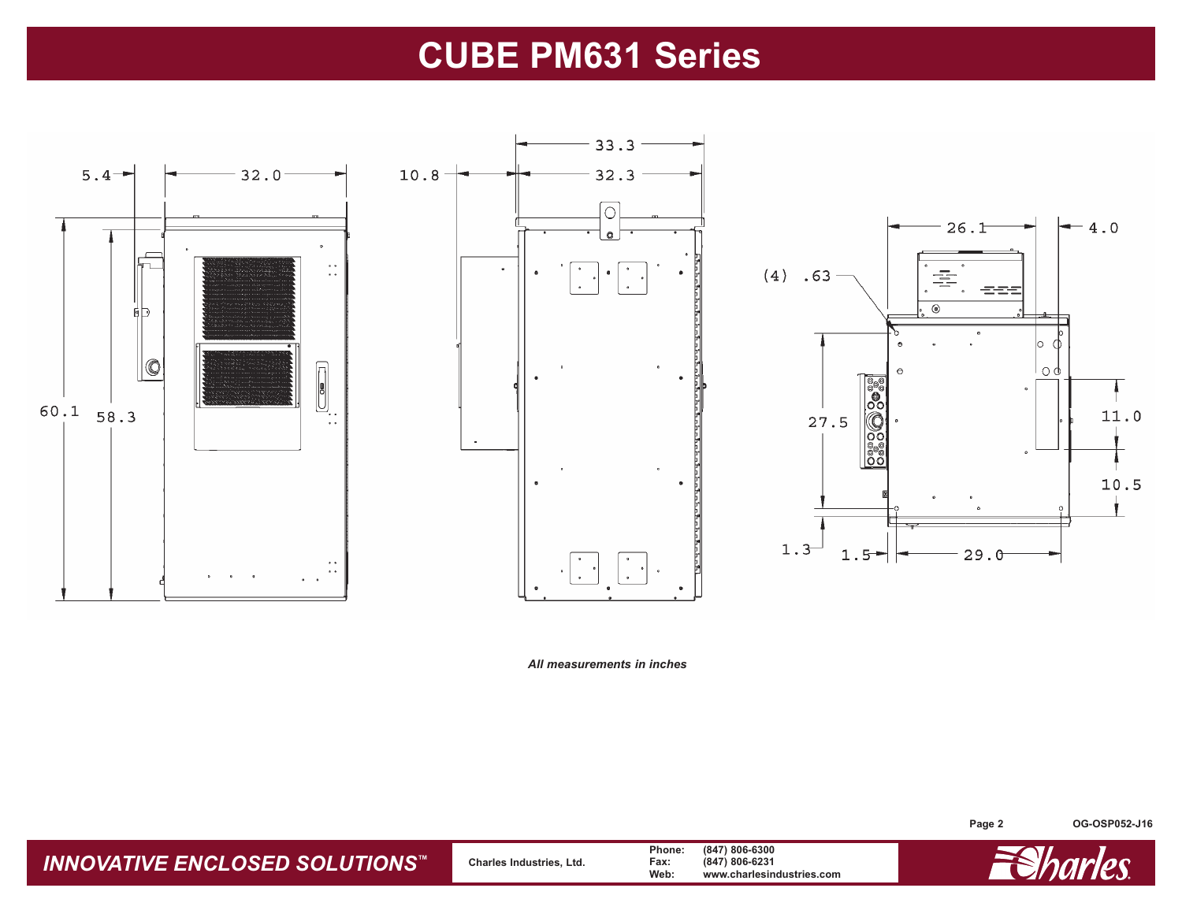# CUBE PM631 Series

5.4
32.0
60.1
58.3

10.8
33.3
32.3

26.1
4.0
(4) .63
27.5
11.0
10.5
1.3
1.5
29.0

*All measurements in inches*

OG-OSP052-J16

***INNOVATIVE ENCLOSED SOLUTIONS™***

**Charles Industries, Ltd.**

**Phone:** (847) 806-6300
**Fax:** (847) 806-6231
**Web:** www.charlesindustries.com